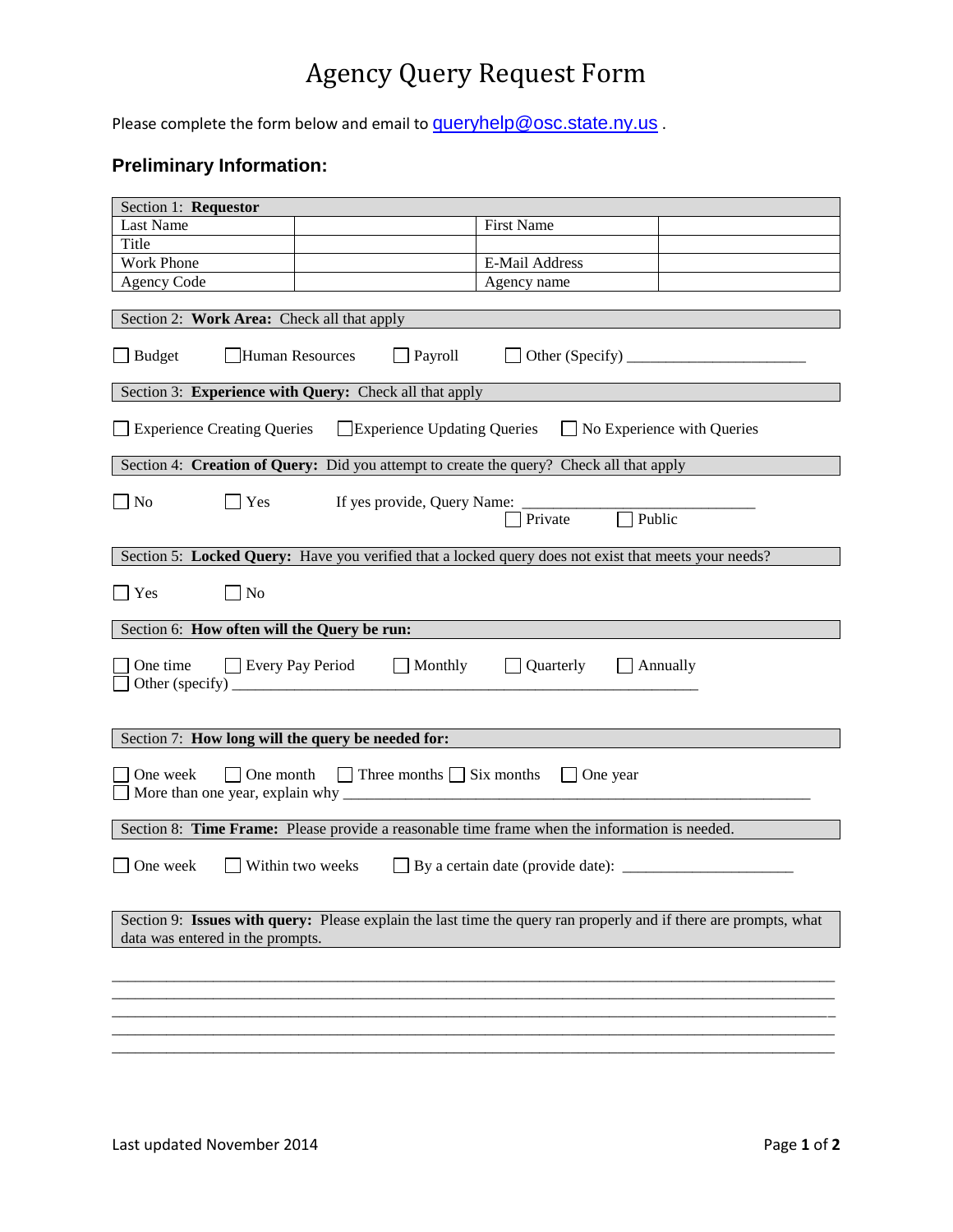# Agency Query Request Form

Please complete the form below and email to queryhelp@osc.state.ny.us .

### Preliminary Information:

| Section 1: **Requestor** | | | |
|---|---|---|---|
| Last Name | | First Name | |
| Title | | | |
| Work Phone | | E-Mail Address | |
| Agency Code | | Agency name | |

**Section 2: Work Area:** Check all that apply

☐ Budget ☐ Human Resources ☐ Payroll ☐ Other (Specify) _______________________

**Section 3: Experience with Query:** Check all that apply

☐ Experience Creating Queries ☐ Experience Updating Queries ☐ No Experience with Queries

**Section 4: Creation of Query:** Did you attempt to create the query? Check all that apply

☐ No ☐ Yes If yes provide, Query Name: ______________________________

☐ Private ☐ Public

**Section 5: Locked Query:** Have you verified that a locked query does not exist that meets your needs?

☐ Yes ☐ No

**Section 6: How often will the Query be run:**

☐ One time ☐ Every Pay Period ☐ Monthly ☐ Quarterly ☐ Annually

☐ Other (specify) ____________________________________________________________

**Section 7: How long will the query be needed for:**

☐ One week ☐ One month ☐ Three months ☐ Six months ☐ One year

☐ More than one year, explain why ____________________________________________________________

**Section 8: Time Frame:** Please provide a reasonable time frame when the information is needed.

☐ One week ☐ Within two weeks ☐ By a certain date (provide date): ______________________

**Section 9: Issues with query:** Please explain the last time the query ran properly and if there are prompts, what data was entered in the prompts.

______________________________________________________________________________________
______________________________________________________________________________________
______________________________________________________________________________________
______________________________________________________________________________________
______________________________________________________________________________________

Last updated November 2014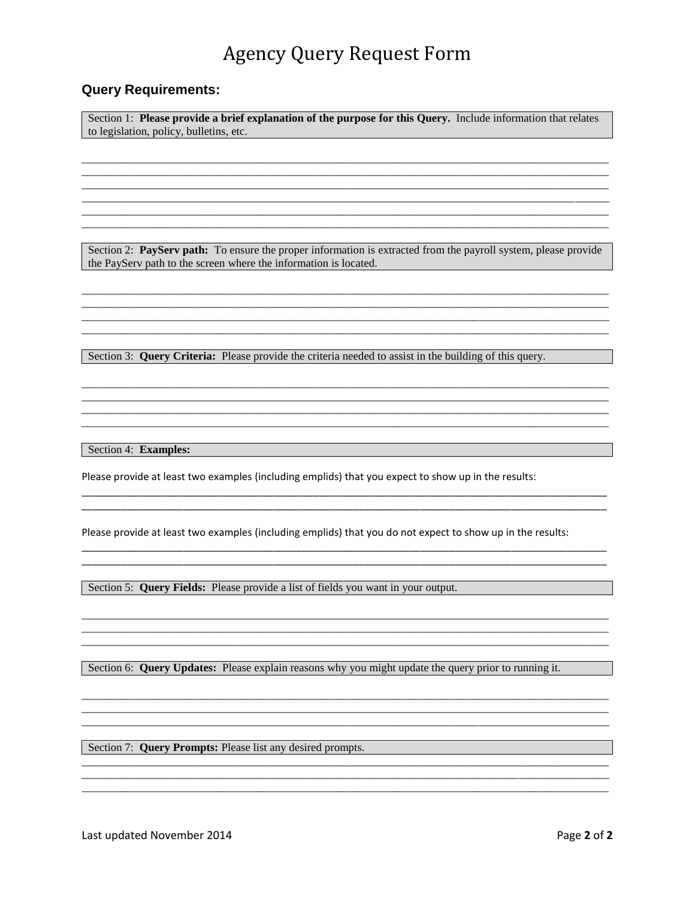# Agency Query Request Form

## Query Requirements:

Section 1: **Please provide a brief explanation of the purpose for this Query.** Include information that relates to legislation, policy, bulletins, etc.

Section 2: **PayServ path:** To ensure the proper information is extracted from the payroll system, please provide the PaySery path to the screen where the information is located.

Section 3: **Query Criteria:** Please provide the criteria needed to assist in the building of this query.

Section 4: **Examples:**

Please provide at least two examples (including emplids) that you expect to show up in the results:

Please provide at least two examples (including emplids) that you do not expect to show up in the results:

Section 5: **Query Fields:** Please provide a list of fields you want in your output.

Section 6: **Query Updates:** Please explain reasons why you might update the query prior to running it.

Section 7: **Query Prompts:** Please list any desired prompts.

Last updated November 2014